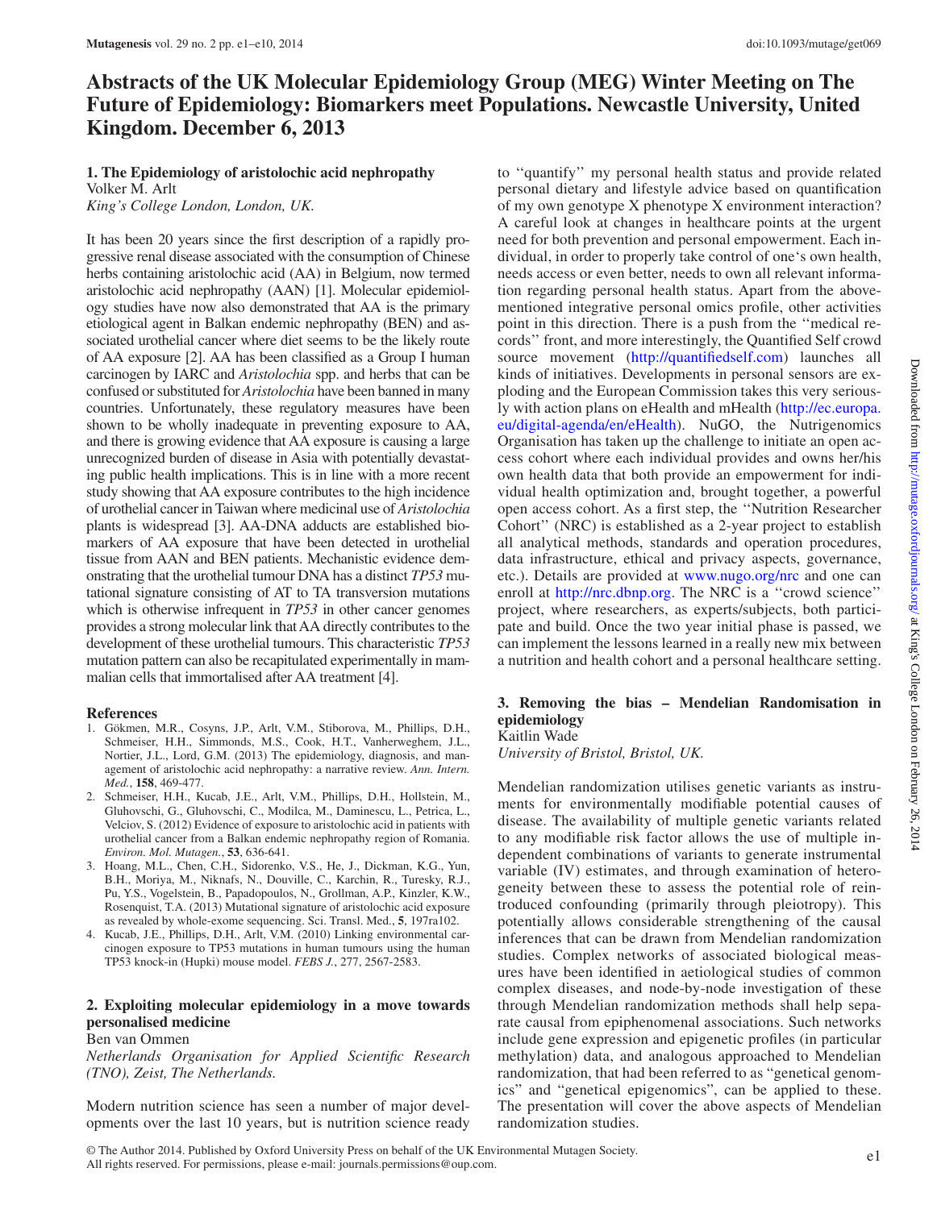# Abstracts of the UK Molecular Epidemiology Group (MEG) Winter Meeting on The Future of Epidemiology: Biomarkers meet Populations. Newcastle University, United Kingdom. December 6, 2013

## 1. The Epidemiology of aristolochic acid nephropathy

Volker M. Arlt

*King's College London, London, UK.*

It has been 20 years since the first description of a rapidly progressive renal disease associated with the consumption of Chinese herbs containing aristolochic acid (AA) in Belgium, now termed aristolochic acid nephropathy (AAN) [1]. Molecular epidemiology studies have now also demonstrated that AA is the primary etiological agent in Balkan endemic nephropathy (BEN) and associated urothelial cancer where diet seems to be the likely route of AA exposure [2]. AA has been classified as a Group I human carcinogen by IARC and *Aristolochia* spp. and herbs that can be confused or substituted for *Aristolochia* have been banned in many countries. Unfortunately, these regulatory measures have been shown to be wholly inadequate in preventing exposure to AA, and there is growing evidence that AA exposure is causing a large unrecognized burden of disease in Asia with potentially devastating public health implications. This is in line with a more recent study showing that AA exposure contributes to the high incidence of urothelial cancer in Taiwan where medicinal use of *Aristolochia* plants is widespread [3]. AA-DNA adducts are established biomarkers of AA exposure that have been detected in urothelial tissue from AAN and BEN patients. Mechanistic evidence demonstrating that the urothelial tumour DNA has a distinct *TP53* mutational signature consisting of AT to TA transversion mutations which is otherwise infrequent in *TP53* in other cancer genomes provides a strong molecular link that AA directly contributes to the development of these urothelial tumours. This characteristic *TP53* mutation pattern can also be recapitulated experimentally in mammalian cells that immortalised after AA treatment [4].

### References

1. Gökmen, M.R., Cosyns, J.P., Arlt, V.M., Stiborova, M., Phillips, D.H., Schmeiser, H.H., Simmonds, M.S., Cook, H.T., Vanherweghem, J.L., Nortier, J.L., Lord, G.M. (2013) The epidemiology, diagnosis, and management of aristolochic acid nephropathy: a narrative review. *Ann. Intern. Med.*, **158**, 469-477.
2. Schmeiser, H.H., Kucab, J.E., Arlt, V.M., Phillips, D.H., Hollstein, M., Gluhovschi, G., Gluhovschi, C., Modilca, M., Daminescu, L., Petrica, L., Velciov, S. (2012) Evidence of exposure to aristolochic acid in patients with urothelial cancer from a Balkan endemic nephropathy region of Romania. *Environ. Mol. Mutagen.*, **53**, 636-641.
3. Hoang, M.L., Chen, C.H., Sidorenko, V.S., He, J., Dickman, K.G., Yun, B.H., Moriya, M., Niknafs, N., Douville, C., Karchin, R., Turesky, R.J., Pu, Y.S., Vogelstein, B., Papadopoulos, N., Grollman, A.P., Kinzler, K.W., Rosenquist, T.A. (2013) Mutational signature of aristolochic acid exposure as revealed by whole-exome sequencing. Sci. Transl. Med., **5**, 197ra102.
4. Kucab, J.E., Phillips, D.H., Arlt, V.M. (2010) Linking environmental carcinogen exposure to TP53 mutations in human tumours using the human TP53 knock-in (Hupki) mouse model. *FEBS J.*, 277, 2567-2583.

## 2. Exploiting molecular epidemiology in a move towards personalised medicine

Ben van Ommen

*Netherlands Organisation for Applied Scientific Research (TNO), Zeist, The Netherlands.*

Modern nutrition science has seen a number of major developments over the last 10 years, but is nutrition science ready to ''quantify'' my personal health status and provide related personal dietary and lifestyle advice based on quantification of my own genotype X phenotype X environment interaction? A careful look at changes in healthcare points at the urgent need for both prevention and personal empowerment. Each individual, in order to properly take control of one's own health, needs access or even better, needs to own all relevant information regarding personal health status. Apart from the above-mentioned integrative personal omics profile, other activities point in this direction. There is a push from the ''medical records'' front, and more interestingly, the Quantified Self crowd source movement (http://quantifiedself.com) launches all kinds of initiatives. Developments in personal sensors are exploding and the European Commission takes this very seriously with action plans on eHealth and mHealth (http://ec.europa.eu/digital-agenda/en/eHealth). NuGO, the Nutrigenomics Organisation has taken up the challenge to initiate an open access cohort where each individual provides and owns her/his own health data that both provide an empowerment for individual health optimization and, brought together, a powerful open access cohort. As a first step, the ''Nutrition Researcher Cohort'' (NRC) is established as a 2-year project to establish all analytical methods, standards and operation procedures, data infrastructure, ethical and privacy aspects, governance, etc.). Details are provided at www.nugo.org/nrc and one can enroll at http://nrc.dbnp.org. The NRC is a ''crowd science'' project, where researchers, as experts/subjects, both participate and build. Once the two year initial phase is passed, we can implement the lessons learned in a really new mix between a nutrition and health cohort and a personal healthcare setting.

## 3. Removing the bias – Mendelian Randomisation in epidemiology

Kaitlin Wade

*University of Bristol, Bristol, UK.*

Mendelian randomization utilises genetic variants as instruments for environmentally modifiable potential causes of disease. The availability of multiple genetic variants related to any modifiable risk factor allows the use of multiple independent combinations of variants to generate instrumental variable (IV) estimates, and through examination of heterogeneity between these to assess the potential role of reintroduced confounding (primarily through pleiotropy). This potentially allows considerable strengthening of the causal inferences that can be drawn from Mendelian randomization studies. Complex networks of associated biological measures have been identified in aetiological studies of common complex diseases, and node-by-node investigation of these through Mendelian randomization methods shall help separate causal from epiphenomenal associations. Such networks include gene expression and epigenetic profiles (in particular methylation) data, and analogous approached to Mendelian randomization, that had been referred to as ''genetical genomics'' and ''genetical epigenomics'', can be applied to these. The presentation will cover the above aspects of Mendelian randomization studies.

© The Author 2014. Published by Oxford University Press on behalf of the UK Environmental Mutagen Society. All rights reserved. For permissions, please e-mail: journals.permissions@oup.com.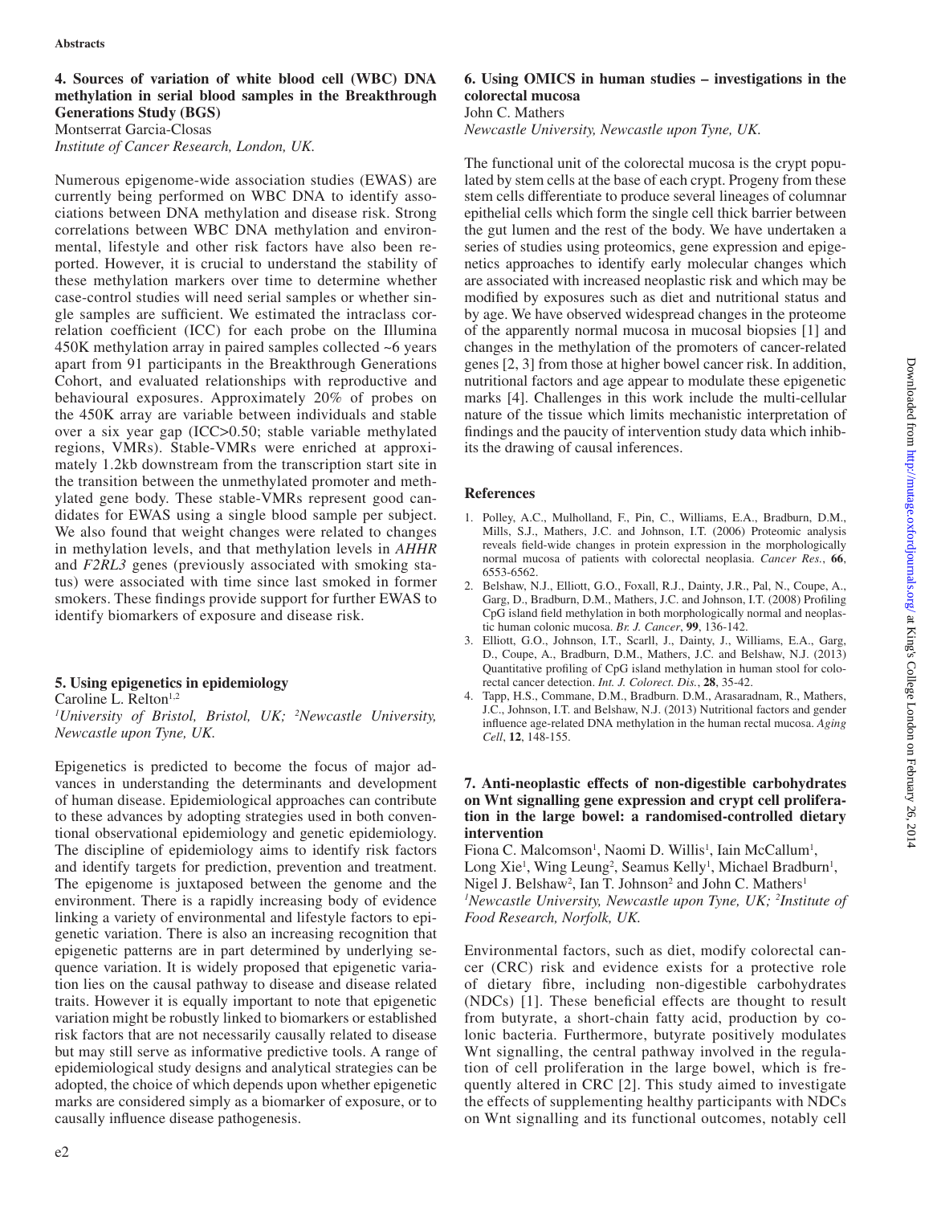## 4. Sources of variation of white blood cell (WBC) DNA methylation in serial blood samples in the Breakthrough Generations Study (BGS)

Montserrat Garcia-Closas

*Institute of Cancer Research, London, UK.*

Numerous epigenome-wide association studies (EWAS) are currently being performed on WBC DNA to identify associations between DNA methylation and disease risk. Strong correlations between WBC DNA methylation and environmental, lifestyle and other risk factors have also been reported. However, it is crucial to understand the stability of these methylation markers over time to determine whether case-control studies will need serial samples or whether single samples are sufficient. We estimated the intraclass correlation coefficient (ICC) for each probe on the Illumina 450K methylation array in paired samples collected ~6 years apart from 91 participants in the Breakthrough Generations Cohort, and evaluated relationships with reproductive and behavioural exposures. Approximately 20% of probes on the 450K array are variable between individuals and stable over a six year gap (ICC>0.50; stable variable methylated regions, VMRs). Stable-VMRs were enriched at approximately 1.2kb downstream from the transcription start site in the transition between the unmethylated promoter and methylated gene body. These stable-VMRs represent good candidates for EWAS using a single blood sample per subject. We also found that weight changes were related to changes in methylation levels, and that methylation levels in *AHHR* and *F2RL3* genes (previously associated with smoking status) were associated with time since last smoked in former smokers. These findings provide support for further EWAS to identify biomarkers of exposure and disease risk.

## 5. Using epigenetics in epidemiology

Caroline L. Relton[1,2]

[1]*University of Bristol, Bristol, UK;* [2]*Newcastle University, Newcastle upon Tyne, UK.*

Epigenetics is predicted to become the focus of major advances in understanding the determinants and development of human disease. Epidemiological approaches can contribute to these advances by adopting strategies used in both conventional observational epidemiology and genetic epidemiology. The discipline of epidemiology aims to identify risk factors and identify targets for prediction, prevention and treatment. The epigenome is juxtaposed between the genome and the environment. There is a rapidly increasing body of evidence linking a variety of environmental and lifestyle factors to epigenetic variation. There is also an increasing recognition that epigenetic patterns are in part determined by underlying sequence variation. It is widely proposed that epigenetic variation lies on the causal pathway to disease and disease related traits. However it is equally important to note that epigenetic variation might be robustly linked to biomarkers or established risk factors that are not necessarily causally related to disease but may still serve as informative predictive tools. A range of epidemiological study designs and analytical strategies can be adopted, the choice of which depends upon whether epigenetic marks are considered simply as a biomarker of exposure, or to causally influence disease pathogenesis.

## 6. Using OMICS in human studies – investigations in the colorectal mucosa

John C. Mathers

*Newcastle University, Newcastle upon Tyne, UK.*

The functional unit of the colorectal mucosa is the crypt populated by stem cells at the base of each crypt. Progeny from these stem cells differentiate to produce several lineages of columnar epithelial cells which form the single cell thick barrier between the gut lumen and the rest of the body. We have undertaken a series of studies using proteomics, gene expression and epigenetics approaches to identify early molecular changes which are associated with increased neoplastic risk and which may be modified by exposures such as diet and nutritional status and by age. We have observed widespread changes in the proteome of the apparently normal mucosa in mucosal biopsies [1] and changes in the methylation of the promoters of cancer-related genes [2, 3] from those at higher bowel cancer risk. In addition, nutritional factors and age appear to modulate these epigenetic marks [4]. Challenges in this work include the multi-cellular nature of the tissue which limits mechanistic interpretation of findings and the paucity of intervention study data which inhibits the drawing of causal inferences.

### References

1. Polley, A.C., Mulholland, F., Pin, C., Williams, E.A., Bradburn, D.M., Mills, S.J., Mathers, J.C. and Johnson, I.T. (2006) Proteomic analysis reveals field-wide changes in protein expression in the morphologically normal mucosa of patients with colorectal neoplasia. *Cancer Res.*, **66**, 6553-6562.
2. Belshaw, N.J., Elliott, G.O., Foxall, R.J., Dainty, J.R., Pal, N., Coupe, A., Garg, D., Bradburn, D.M., Mathers, J.C. and Johnson, I.T. (2008) Profiling CpG island field methylation in both morphologically normal and neoplastic human colonic mucosa. *Br. J. Cancer*, **99**, 136-142.
3. Elliott, G.O., Johnson, I.T., Scarll, J., Dainty, J., Williams, E.A., Garg, D., Coupe, A., Bradburn, D.M., Mathers, J.C. and Belshaw, N.J. (2013) Quantitative profiling of CpG island methylation in human stool for colorectal cancer detection. *Int. J. Colorect. Dis.*, **28**, 35-42.
4. Tapp, H.S., Commane, D.M., Bradburn. D.M., Arasaradnam, R., Mathers, J.C., Johnson, I.T. and Belshaw, N.J. (2013) Nutritional factors and gender influence age-related DNA methylation in the human rectal mucosa. *Aging Cell*, **12**, 148-155.

## 7. Anti-neoplastic effects of non-digestible carbohydrates on Wnt signalling gene expression and crypt cell proliferation in the large bowel: a randomised-controlled dietary intervention

Fiona C. Malcomson[1], Naomi D. Willis[1], Iain McCallum[1], Long Xie[1], Wing Leung[2], Seamus Kelly[1], Michael Bradburn[1], Nigel J. Belshaw[2], Ian T. Johnson[2] and John C. Mathers[1]

[1]*Newcastle University, Newcastle upon Tyne, UK;* [2]*Institute of Food Research, Norfolk, UK.*

Environmental factors, such as diet, modify colorectal cancer (CRC) risk and evidence exists for a protective role of dietary fibre, including non-digestible carbohydrates (NDCs) [1]. These beneficial effects are thought to result from butyrate, a short-chain fatty acid, production by colonic bacteria. Furthermore, butyrate positively modulates Wnt signalling, the central pathway involved in the regulation of cell proliferation in the large bowel, which is frequently altered in CRC [2]. This study aimed to investigate the effects of supplementing healthy participants with NDCs on Wnt signalling and its functional outcomes, notably cell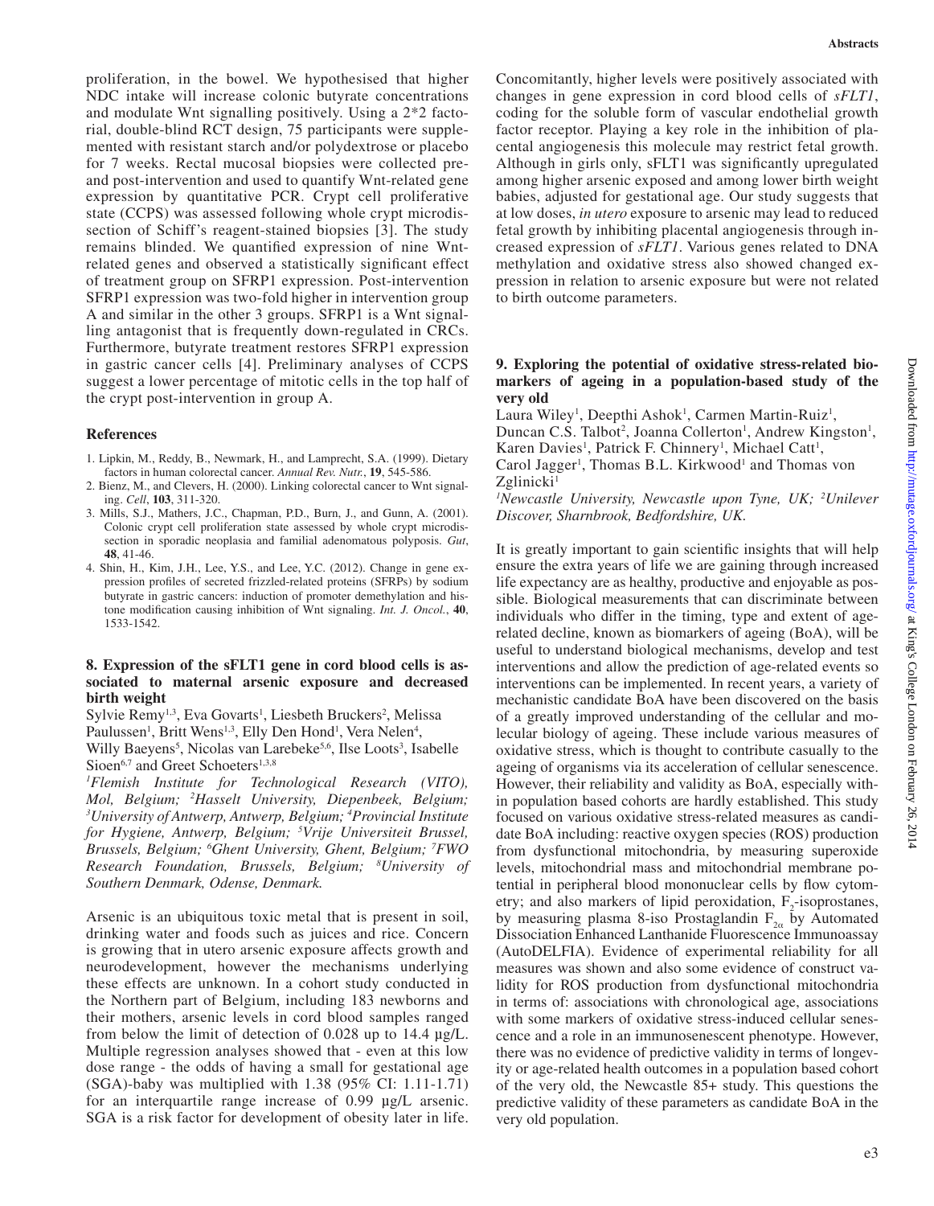proliferation, in the bowel. We hypothesised that higher NDC intake will increase colonic butyrate concentrations and modulate Wnt signalling positively. Using a 2*2 factorial, double-blind RCT design, 75 participants were supplemented with resistant starch and/or polydextrose or placebo for 7 weeks. Rectal mucosal biopsies were collected pre- and post-intervention and used to quantify Wnt-related gene expression by quantitative PCR. Crypt cell proliferative state (CCPS) was assessed following whole crypt microdissection of Schiff's reagent-stained biopsies [3]. The study remains blinded. We quantified expression of nine Wnt-related genes and observed a statistically significant effect of treatment group on SFRP1 expression. Post-intervention SFRP1 expression was two-fold higher in intervention group A and similar in the other 3 groups. SFRP1 is a Wnt signalling antagonist that is frequently down-regulated in CRCs. Furthermore, butyrate treatment restores SFRP1 expression in gastric cancer cells [4]. Preliminary analyses of CCPS suggest a lower percentage of mitotic cells in the top half of the crypt post-intervention in group A.

### References

1. Lipkin, M., Reddy, B., Newmark, H., and Lamprecht, S.A. (1999). Dietary factors in human colorectal cancer. *Annual Rev. Nutr.*, **19**, 545-586.
2. Bienz, M., and Clevers, H. (2000). Linking colorectal cancer to Wnt signaling. *Cell*, **103**, 311-320.
3. Mills, S.J., Mathers, J.C., Chapman, P.D., Burn, J., and Gunn, A. (2001). Colonic crypt cell proliferation state assessed by whole crypt microdissection in sporadic neoplasia and familial adenomatous polyposis. *Gut*, **48**, 41-46.
4. Shin, H., Kim, J.H., Lee, Y.S., and Lee, Y.C. (2012). Change in gene expression profiles of secreted frizzled-related proteins (SFRPs) by sodium butyrate in gastric cancers: induction of promoter demethylation and histone modification causing inhibition of Wnt signaling. *Int. J. Oncol.*, **40**, 1533-1542.

### 8. Expression of the sFLT1 gene in cord blood cells is associated to maternal arsenic exposure and decreased birth weight

Sylvie Remy[1,3], Eva Govarts[1], Liesbeth Bruckers[2], Melissa Paulussen[1], Britt Wens[1,3], Elly Den Hond[1], Vera Nelen[4], Willy Baeyens[5], Nicolas van Larebeke[5,6], Ilse Loots[3], Isabelle Sioen[6,7] and Greet Schoeters[1,3,8]

*[1]Flemish Institute for Technological Research (VITO), Mol, Belgium; [2]Hasselt University, Diepenbeek, Belgium; [3]University of Antwerp, Antwerp, Belgium; [4]Provincial Institute for Hygiene, Antwerp, Belgium; [5]Vrije Universiteit Brussel, Brussels, Belgium; [6]Ghent University, Ghent, Belgium; [7]FWO Research Foundation, Brussels, Belgium; [8]University of Southern Denmark, Odense, Denmark.*

Arsenic is an ubiquitous toxic metal that is present in soil, drinking water and foods such as juices and rice. Concern is growing that in utero arsenic exposure affects growth and neurodevelopment, however the mechanisms underlying these effects are unknown. In a cohort study conducted in the Northern part of Belgium, including 183 newborns and their mothers, arsenic levels in cord blood samples ranged from below the limit of detection of 0.028 up to 14.4 µg/L. Multiple regression analyses showed that - even at this low dose range - the odds of having a small for gestational age (SGA)-baby was multiplied with 1.38 (95% CI: 1.11-1.71) for an interquartile range increase of 0.99 µg/L arsenic. SGA is a risk factor for development of obesity later in life. Concomitantly, higher levels were positively associated with changes in gene expression in cord blood cells of *sFLT1*, coding for the soluble form of vascular endothelial growth factor receptor. Playing a key role in the inhibition of placental angiogenesis this molecule may restrict fetal growth. Although in girls only, sFLT1 was significantly upregulated among higher arsenic exposed and among lower birth weight babies, adjusted for gestational age. Our study suggests that at low doses, *in utero* exposure to arsenic may lead to reduced fetal growth by inhibiting placental angiogenesis through increased expression of *sFLT1*. Various genes related to DNA methylation and oxidative stress also showed changed expression in relation to arsenic exposure but were not related to birth outcome parameters.

### 9. Exploring the potential of oxidative stress-related biomarkers of ageing in a population-based study of the very old

Laura Wiley[1], Deepthi Ashok[1], Carmen Martin-Ruiz[1], Duncan C.S. Talbot[2], Joanna Collerton[1], Andrew Kingston[1], Karen Davies[1], Patrick F. Chinnery[1], Michael Catt[1], Carol Jagger[1], Thomas B.L. Kirkwood[1] and Thomas von Zglinicki[1]

*[1]Newcastle University, Newcastle upon Tyne, UK; [2]Unilever Discover, Sharnbrook, Bedfordshire, UK.*

It is greatly important to gain scientific insights that will help ensure the extra years of life we are gaining through increased life expectancy are as healthy, productive and enjoyable as possible. Biological measurements that can discriminate between individuals who differ in the timing, type and extent of age-related decline, known as biomarkers of ageing (BoA), will be useful to understand biological mechanisms, develop and test interventions and allow the prediction of age-related events so interventions can be implemented. In recent years, a variety of mechanistic candidate BoA have been discovered on the basis of a greatly improved understanding of the cellular and molecular biology of ageing. These include various measures of oxidative stress, which is thought to contribute casually to the ageing of organisms via its acceleration of cellular senescence. However, their reliability and validity as BoA, especially within population based cohorts are hardly established. This study focused on various oxidative stress-related measures as candidate BoA including: reactive oxygen species (ROS) production from dysfunctional mitochondria, by measuring superoxide levels, mitochondrial mass and mitochondrial membrane potential in peripheral blood mononuclear cells by flow cytometry; and also markers of lipid peroxidation, $F_2$-isoprostanes, by measuring plasma 8-iso Prostaglandin $F_{2\alpha}$ by Automated Dissociation Enhanced Lanthanide Fluorescence Immunoassay (AutoDELFIA). Evidence of experimental reliability for all measures was shown and also some evidence of construct validity for ROS production from dysfunctional mitochondria in terms of: associations with chronological age, associations with some markers of oxidative stress-induced cellular senescence and a role in an immunosenescent phenotype. However, there was no evidence of predictive validity in terms of longevity or age-related health outcomes in a population based cohort of the very old, the Newcastle 85+ study. This questions the predictive validity of these parameters as candidate BoA in the very old population.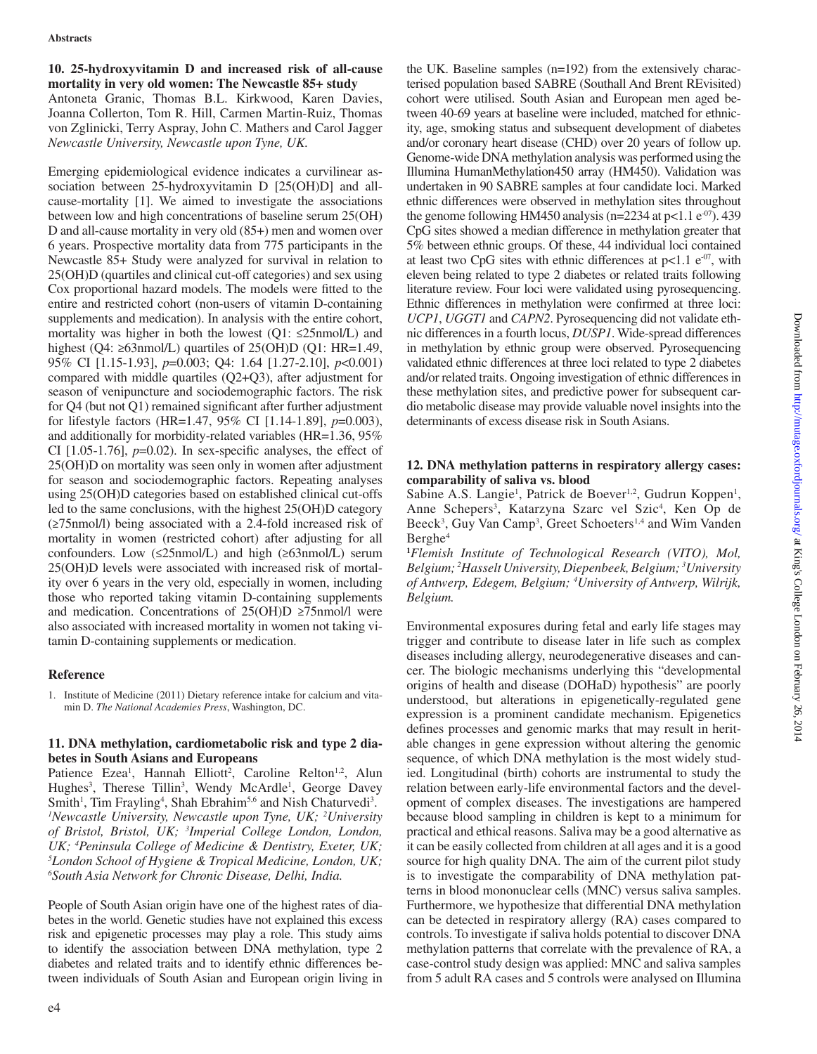### 10. 25-hydroxyvitamin D and increased risk of all-cause mortality in very old women: The Newcastle 85+ study

Antoneta Granic, Thomas B.L. Kirkwood, Karen Davies, Joanna Collerton, Tom R. Hill, Carmen Martin-Ruiz, Thomas von Zglinicki, Terry Aspray, John C. Mathers and Carol Jagger

*Newcastle University, Newcastle upon Tyne, UK.*

Emerging epidemiological evidence indicates a curvilinear association between 25-hydroxyvitamin D [25(OH)D] and all-cause-mortality [1]. We aimed to investigate the associations between low and high concentrations of baseline serum 25(OH) D and all-cause mortality in very old (85+) men and women over 6 years. Prospective mortality data from 775 participants in the Newcastle 85+ Study were analyzed for survival in relation to 25(OH)D (quartiles and clinical cut-off categories) and sex using Cox proportional hazard models. The models were fitted to the entire and restricted cohort (non-users of vitamin D-containing supplements and medication). In analysis with the entire cohort, mortality was higher in both the lowest (Q1: ≤25nmol/L) and highest (Q4: ≥63nmol/L) quartiles of 25(OH)D (Q1: HR=1.49, 95% CI [1.15-1.93], $p$=0.003; Q4: 1.64 [1.27-2.10], $p$<0.001) compared with middle quartiles (Q2+Q3), after adjustment for season of venipuncture and sociodemographic factors. The risk for Q4 (but not Q1) remained significant after further adjustment for lifestyle factors (HR=1.47, 95% CI [1.14-1.89], $p$=0.003), and additionally for morbidity-related variables (HR=1.36, 95% CI [1.05-1.76], $p$=0.02). In sex-specific analyses, the effect of 25(OH)D on mortality was seen only in women after adjustment for season and sociodemographic factors. Repeating analyses using 25(OH)D categories based on established clinical cut-offs led to the same conclusions, with the highest 25(OH)D category (≥75nmol/l) being associated with a 2.4-fold increased risk of mortality in women (restricted cohort) after adjusting for all confounders. Low (≤25nmol/L) and high (≥63nmol/L) serum 25(OH)D levels were associated with increased risk of mortality over 6 years in the very old, especially in women, including those who reported taking vitamin D-containing supplements and medication. Concentrations of 25(OH)D ≥75nmol/l were also associated with increased mortality in women not taking vitamin D-containing supplements or medication.

#### Reference

1. Institute of Medicine (2011) Dietary reference intake for calcium and vitamin D. *The National Academies Press*, Washington, DC.

### 11. DNA methylation, cardiometabolic risk and type 2 diabetes in South Asians and Europeans

Patience Ezea[1], Hannah Elliott[2], Caroline Relton[1,2], Alun Hughes[3], Therese Tillin[3], Wendy McArdle[1], George Davey Smith[1], Tim Frayling[4], Shah Ebrahim[5,6] and Nish Chaturvedi[3].

*[1]Newcastle University, Newcastle upon Tyne, UK; [2]University of Bristol, Bristol, UK; [3]Imperial College London, London, UK; [4]Peninsula College of Medicine & Dentistry, Exeter, UK; [5]London School of Hygiene & Tropical Medicine, London, UK; [6]South Asia Network for Chronic Disease, Delhi, India.*

People of South Asian origin have one of the highest rates of diabetes in the world. Genetic studies have not explained this excess risk and epigenetic processes may play a role. This study aims to identify the association between DNA methylation, type 2 diabetes and related traits and to identify ethnic differences between individuals of South Asian and European origin living in the UK. Baseline samples (n=192) from the extensively characterised population based SABRE (Southall And Brent REvisited) cohort were utilised. South Asian and European men aged between 40-69 years at baseline were included, matched for ethnicity, age, smoking status and subsequent development of diabetes and/or coronary heart disease (CHD) over 20 years of follow up. Genome-wide DNA methylation analysis was performed using the Illumina HumanMethylation450 array (HM450). Validation was undertaken in 90 SABRE samples at four candidate loci. Marked ethnic differences were observed in methylation sites throughout the genome following HM450 analysis (n=2234 at p<1.1 $e^{-07}$). 439 CpG sites showed a median difference in methylation greater that 5% between ethnic groups. Of these, 44 individual loci contained at least two CpG sites with ethnic differences at p<1.1 $e^{-07}$, with eleven being related to type 2 diabetes or related traits following literature review. Four loci were validated using pyrosequencing. Ethnic differences in methylation were confirmed at three loci: *UCP1*, *UGGT1* and *CAPN2*. Pyrosequencing did not validate ethnic differences in a fourth locus, *DUSP1*. Wide-spread differences in methylation by ethnic group were observed. Pyrosequencing validated ethnic differences at three loci related to type 2 diabetes and/or related traits. Ongoing investigation of ethnic differences in these methylation sites, and predictive power for subsequent cardio metabolic disease may provide valuable novel insights into the determinants of excess disease risk in South Asians.

### 12. DNA methylation patterns in respiratory allergy cases: comparability of saliva vs. blood

Sabine A.S. Langie[1], Patrick de Boever[1,2], Gudrun Koppen[1], Anne Schepers[3], Katarzyna Szarc vel Szic[4], Ken Op de Beeck[3], Guy Van Camp[3], Greet Schoeters[1,4] and Wim Vanden Berghe[4]

*[1]Flemish Institute of Technological Research (VITO), Mol, Belgium; [2]Hasselt University, Diepenbeek, Belgium; [3]University of Antwerp, Edegem, Belgium; [4]University of Antwerp, Wilrijk, Belgium.*

Environmental exposures during fetal and early life stages may trigger and contribute to disease later in life such as complex diseases including allergy, neurodegenerative diseases and cancer. The biologic mechanisms underlying this "developmental origins of health and disease (DOHaD) hypothesis" are poorly understood, but alterations in epigenetically-regulated gene expression is a prominent candidate mechanism. Epigenetics defines processes and genomic marks that may result in heritable changes in gene expression without altering the genomic sequence, of which DNA methylation is the most widely studied. Longitudinal (birth) cohorts are instrumental to study the relation between early-life environmental factors and the development of complex diseases. The investigations are hampered because blood sampling in children is kept to a minimum for practical and ethical reasons. Saliva may be a good alternative as it can be easily collected from children at all ages and it is a good source for high quality DNA. The aim of the current pilot study is to investigate the comparability of DNA methylation patterns in blood mononuclear cells (MNC) versus saliva samples. Furthermore, we hypothesize that differential DNA methylation can be detected in respiratory allergy (RA) cases compared to controls. To investigate if saliva holds potential to discover DNA methylation patterns that correlate with the prevalence of RA, a case-control study design was applied: MNC and saliva samples from 5 adult RA cases and 5 controls were analysed on Illumina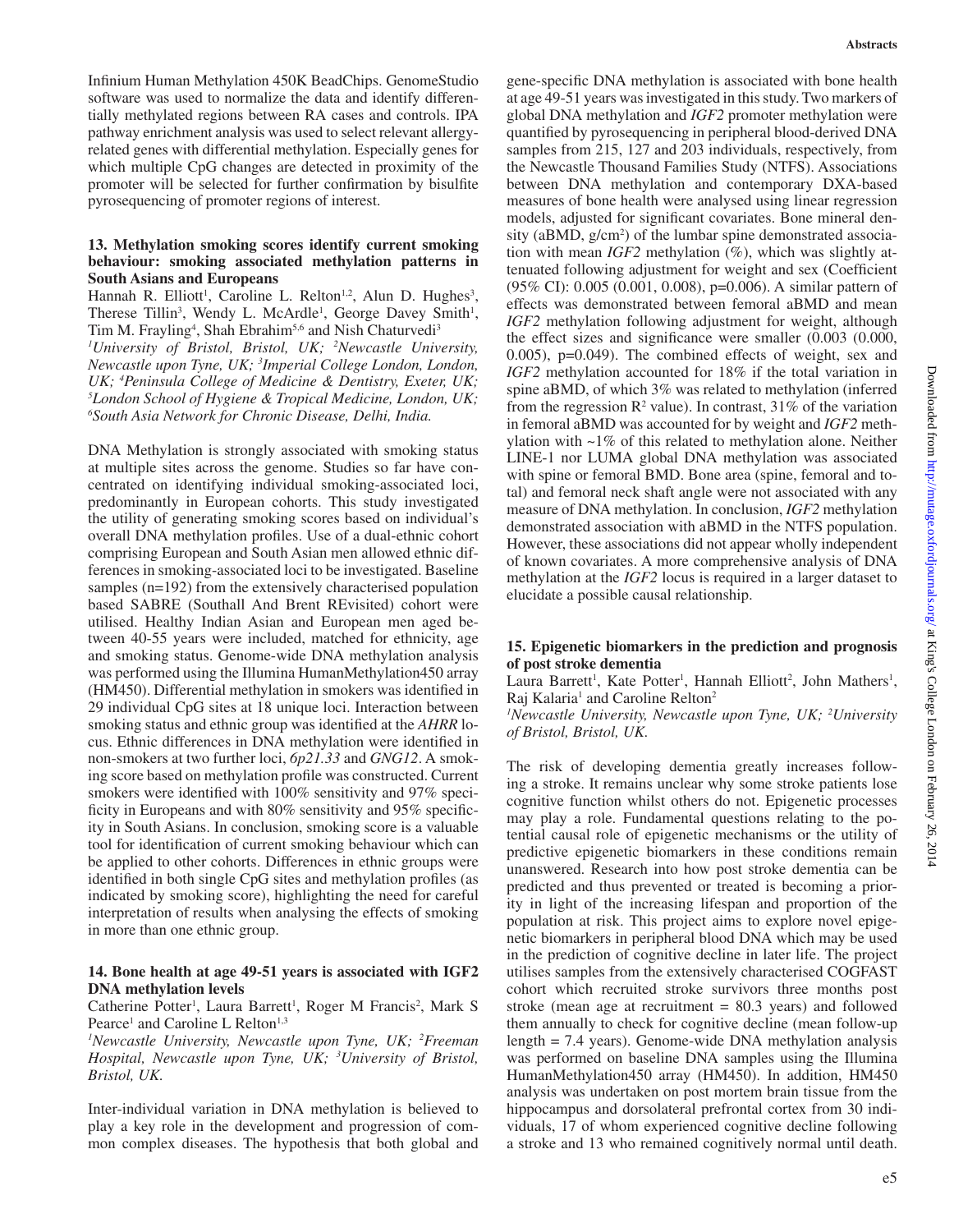Infinium Human Methylation 450K BeadChips. GenomeStudio software was used to normalize the data and identify differentially methylated regions between RA cases and controls. IPA pathway enrichment analysis was used to select relevant allergy-related genes with differential methylation. Especially genes for which multiple CpG changes are detected in proximity of the promoter will be selected for further confirmation by bisulfite pyrosequencing of promoter regions of interest.

### 13. Methylation smoking scores identify current smoking behaviour: smoking associated methylation patterns in South Asians and Europeans

Hannah R. Elliott[1], Caroline L. Relton[1,2], Alun D. Hughes[3], Therese Tillin[3], Wendy L. McArdle[1], George Davey Smith[1], Tim M. Frayling[4], Shah Ebrahim[5,6] and Nish Chaturvedi[3]

*[1]University of Bristol, Bristol, UK; [2]Newcastle University, Newcastle upon Tyne, UK; [3]Imperial College London, London, UK; [4]Peninsula College of Medicine & Dentistry, Exeter, UK; [5]London School of Hygiene & Tropical Medicine, London, UK; [6]South Asia Network for Chronic Disease, Delhi, India.*

DNA Methylation is strongly associated with smoking status at multiple sites across the genome. Studies so far have concentrated on identifying individual smoking-associated loci, predominantly in European cohorts. This study investigated the utility of generating smoking scores based on individual's overall DNA methylation profiles. Use of a dual-ethnic cohort comprising European and South Asian men allowed ethnic differences in smoking-associated loci to be investigated. Baseline samples (n=192) from the extensively characterised population based SABRE (Southall And Brent REvisited) cohort were utilised. Healthy Indian Asian and European men aged between 40-55 years were included, matched for ethnicity, age and smoking status. Genome-wide DNA methylation analysis was performed using the Illumina HumanMethylation450 array (HM450). Differential methylation in smokers was identified in 29 individual CpG sites at 18 unique loci. Interaction between smoking status and ethnic group was identified at the *AHRR* locus. Ethnic differences in DNA methylation were identified in non-smokers at two further loci, *6p21.33* and *GNG12*. A smoking score based on methylation profile was constructed. Current smokers were identified with 100% sensitivity and 97% specificity in Europeans and with 80% sensitivity and 95% specificity in South Asians. In conclusion, smoking score is a valuable tool for identification of current smoking behaviour which can be applied to other cohorts. Differences in ethnic groups were identified in both single CpG sites and methylation profiles (as indicated by smoking score), highlighting the need for careful interpretation of results when analysing the effects of smoking in more than one ethnic group.

### 14. Bone health at age 49-51 years is associated with IGF2 DNA methylation levels

Catherine Potter[1], Laura Barrett[1], Roger M Francis[2], Mark S Pearce[1] and Caroline L Relton[1,3]

*[1]Newcastle University, Newcastle upon Tyne, UK; [2]Freeman Hospital, Newcastle upon Tyne, UK; [3]University of Bristol, Bristol, UK.*

Inter-individual variation in DNA methylation is believed to play a key role in the development and progression of common complex diseases. The hypothesis that both global and gene-specific DNA methylation is associated with bone health at age 49-51 years was investigated in this study. Two markers of global DNA methylation and *IGF2* promoter methylation were quantified by pyrosequencing in peripheral blood-derived DNA samples from 215, 127 and 203 individuals, respectively, from the Newcastle Thousand Families Study (NTFS). Associations between DNA methylation and contemporary DXA-based measures of bone health were analysed using linear regression models, adjusted for significant covariates. Bone mineral density (aBMD, g/cm$^2$) of the lumbar spine demonstrated association with mean *IGF2* methylation (%), which was slightly attenuated following adjustment for weight and sex (Coefficient (95% CI): 0.005 (0.001, 0.008), p=0.006). A similar pattern of effects was demonstrated between femoral aBMD and mean *IGF2* methylation following adjustment for weight, although the effect sizes and significance were smaller (0.003 (0.000, 0.005), p=0.049). The combined effects of weight, sex and *IGF2* methylation accounted for 18% if the total variation in spine aBMD, of which 3% was related to methylation (inferred from the regression $R^2$ value). In contrast, 31% of the variation in femoral aBMD was accounted for by weight and *IGF2* methylation with ~1% of this related to methylation alone. Neither LINE-1 nor LUMA global DNA methylation was associated with spine or femoral BMD. Bone area (spine, femoral and total) and femoral neck shaft angle were not associated with any measure of DNA methylation. In conclusion, *IGF2* methylation demonstrated association with aBMD in the NTFS population. However, these associations did not appear wholly independent of known covariates. A more comprehensive analysis of DNA methylation at the *IGF2* locus is required in a larger dataset to elucidate a possible causal relationship.

### 15. Epigenetic biomarkers in the prediction and prognosis of post stroke dementia

Laura Barrett[1], Kate Potter[1], Hannah Elliott[2], John Mathers[1], Raj Kalaria[1] and Caroline Relton[2]

*[1]Newcastle University, Newcastle upon Tyne, UK; [2]University of Bristol, Bristol, UK.*

The risk of developing dementia greatly increases following a stroke. It remains unclear why some stroke patients lose cognitive function whilst others do not. Epigenetic processes may play a role. Fundamental questions relating to the potential causal role of epigenetic mechanisms or the utility of predictive epigenetic biomarkers in these conditions remain unanswered. Research into how post stroke dementia can be predicted and thus prevented or treated is becoming a priority in light of the increasing lifespan and proportion of the population at risk. This project aims to explore novel epigenetic biomarkers in peripheral blood DNA which may be used in the prediction of cognitive decline in later life. The project utilises samples from the extensively characterised COGFAST cohort which recruited stroke survivors three months post stroke (mean age at recruitment = 80.3 years) and followed them annually to check for cognitive decline (mean follow-up length = 7.4 years). Genome-wide DNA methylation analysis was performed on baseline DNA samples using the Illumina HumanMethylation450 array (HM450). In addition, HM450 analysis was undertaken on post mortem brain tissue from the hippocampus and dorsolateral prefrontal cortex from 30 individuals, 17 of whom experienced cognitive decline following a stroke and 13 who remained cognitively normal until death.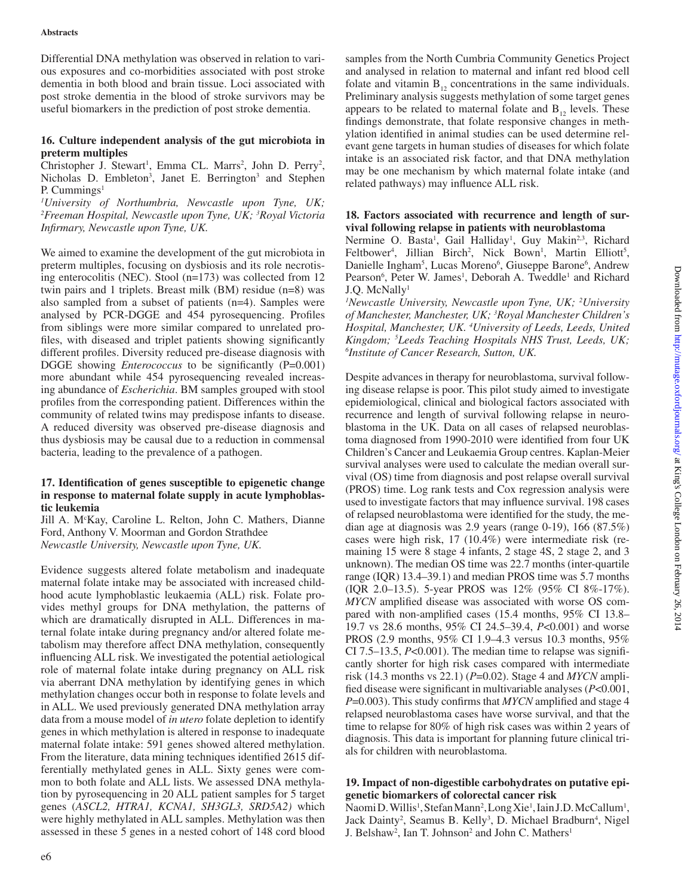Differential DNA methylation was observed in relation to various exposures and co-morbidities associated with post stroke dementia in both blood and brain tissue. Loci associated with post stroke dementia in the blood of stroke survivors may be useful biomarkers in the prediction of post stroke dementia.

### 16. Culture independent analysis of the gut microbiota in preterm multiples

Christopher J. Stewart[1], Emma CL. Marrs[2], John D. Perry[2], Nicholas D. Embleton[3], Janet E. Berrington[3] and Stephen P. Cummings[1]

*[1]University of Northumbria, Newcastle upon Tyne, UK; [2]Freeman Hospital, Newcastle upon Tyne, UK; [3]Royal Victoria Infirmary, Newcastle upon Tyne, UK.*

We aimed to examine the development of the gut microbiota in preterm multiples, focusing on dysbiosis and its role necrotising enterocolitis (NEC). Stool (n=173) was collected from 12 twin pairs and 1 triplets. Breast milk (BM) residue (n=8) was also sampled from a subset of patients (n=4). Samples were analysed by PCR-DGGE and 454 pyrosequencing. Profiles from siblings were more similar compared to unrelated profiles, with diseased and triplet patients showing significantly different profiles. Diversity reduced pre-disease diagnosis with DGGE showing *Enterococcus* to be significantly (P=0.001) more abundant while 454 pyrosequencing revealed increasing abundance of *Escherichia*. BM samples grouped with stool profiles from the corresponding patient. Differences within the community of related twins may predispose infants to disease. A reduced diversity was observed pre-disease diagnosis and thus dysbiosis may be causal due to a reduction in commensal bacteria, leading to the prevalence of a pathogen.

### 17. Identification of genes susceptible to epigenetic change in response to maternal folate supply in acute lymphoblastic leukemia

Jill A. McKay, Caroline L. Relton, John C. Mathers, Dianne Ford, Anthony V. Moorman and Gordon Strathdee

*Newcastle University, Newcastle upon Tyne, UK.*

Evidence suggests altered folate metabolism and inadequate maternal folate intake may be associated with increased childhood acute lymphoblastic leukaemia (ALL) risk. Folate provides methyl groups for DNA methylation, the patterns of which are dramatically disrupted in ALL. Differences in maternal folate intake during pregnancy and/or altered folate metabolism may therefore affect DNA methylation, consequently influencing ALL risk. We investigated the potential aetiological role of maternal folate intake during pregnancy on ALL risk via aberrant DNA methylation by identifying genes in which methylation changes occur both in response to folate levels and in ALL. We used previously generated DNA methylation array data from a mouse model of *in utero* folate depletion to identify genes in which methylation is altered in response to inadequate maternal folate intake: 591 genes showed altered methylation. From the literature, data mining techniques identified 2615 differentially methylated genes in ALL. Sixty genes were common to both folate and ALL lists. We assessed DNA methylation by pyrosequencing in 20 ALL patient samples for 5 target genes (*ASCL2, HTRA1, KCNA1, SH3GL3, SRD5A2)* which were highly methylated in ALL samples. Methylation was then assessed in these 5 genes in a nested cohort of 148 cord blood samples from the North Cumbria Community Genetics Project and analysed in relation to maternal and infant red blood cell folate and vitamin $B_{12}$ concentrations in the same individuals. Preliminary analysis suggests methylation of some target genes appears to be related to maternal folate and $B_{12}$ levels. These findings demonstrate, that folate responsive changes in methylation identified in animal studies can be used determine relevant gene targets in human studies of diseases for which folate intake is an associated risk factor, and that DNA methylation may be one mechanism by which maternal folate intake (and related pathways) may influence ALL risk.

### 18. Factors associated with recurrence and length of survival following relapse in patients with neuroblastoma

Nermine O. Basta[1], Gail Halliday[1], Guy Makin[2,3], Richard Feltbower[4], Jillian Birch[2], Nick Bown[1], Martin Elliott[5], Danielle Ingham[5], Lucas Moreno[6], Giuseppe Barone[6], Andrew Pearson[6], Peter W. James[1], Deborah A. Tweddle[1] and Richard J.Q. McNally[1]

*[1]Newcastle University, Newcastle upon Tyne, UK; [2]University of Manchester, Manchester, UK; [3]Royal Manchester Children's Hospital, Manchester, UK. [4]University of Leeds, Leeds, United Kingdom; [5]Leeds Teaching Hospitals NHS Trust, Leeds, UK; [6]Institute of Cancer Research, Sutton, UK.*

Despite advances in therapy for neuroblastoma, survival following disease relapse is poor. This pilot study aimed to investigate epidemiological, clinical and biological factors associated with recurrence and length of survival following relapse in neuroblastoma in the UK. Data on all cases of relapsed neuroblastoma diagnosed from 1990-2010 were identified from four UK Children's Cancer and Leukaemia Group centres. Kaplan-Meier survival analyses were used to calculate the median overall survival (OS) time from diagnosis and post relapse overall survival (PROS) time. Log rank tests and Cox regression analysis were used to investigate factors that may influence survival. 198 cases of relapsed neuroblastoma were identified for the study, the median age at diagnosis was 2.9 years (range 0-19), 166 (87.5%) cases were high risk, 17 (10.4%) were intermediate risk (remaining 15 were 8 stage 4 infants, 2 stage 4S, 2 stage 2, and 3 unknown). The median OS time was 22.7 months (inter-quartile range (IQR) 13.4–39.1) and median PROS time was 5.7 months (IQR 2.0–13.5). 5-year PROS was 12% (95% CI 8%-17%). *MYCN* amplified disease was associated with worse OS compared with non-amplified cases (15.4 months, 95% CI 13.8–19.7 vs 28.6 months, 95% CI 24.5–39.4, $P<0.001$) and worse PROS (2.9 months, 95% CI 1.9–4.3 versus 10.3 months, 95% CI 7.5–13.5, $P<0.001$). The median time to relapse was significantly shorter for high risk cases compared with intermediate risk (14.3 months vs 22.1) ($P=0.02$). Stage 4 and *MYCN* amplified disease were significant in multivariable analyses ($P<0.001$, $P=0.003$). This study confirms that *MYCN* amplified and stage 4 relapsed neuroblastoma cases have worse survival, and that the time to relapse for 80% of high risk cases was within 2 years of diagnosis. This data is important for planning future clinical trials for children with neuroblastoma.

### 19. Impact of non-digestible carbohydrates on putative epigenetic biomarkers of colorectal cancer risk

Naomi D. Willis[1], Stefan Mann[2], Long Xie[1], Iain J.D. McCallum[1], Jack Dainty[2], Seamus B. Kelly[3], D. Michael Bradburn[4], Nigel J. Belshaw[2], Ian T. Johnson[2] and John C. Mathers[1]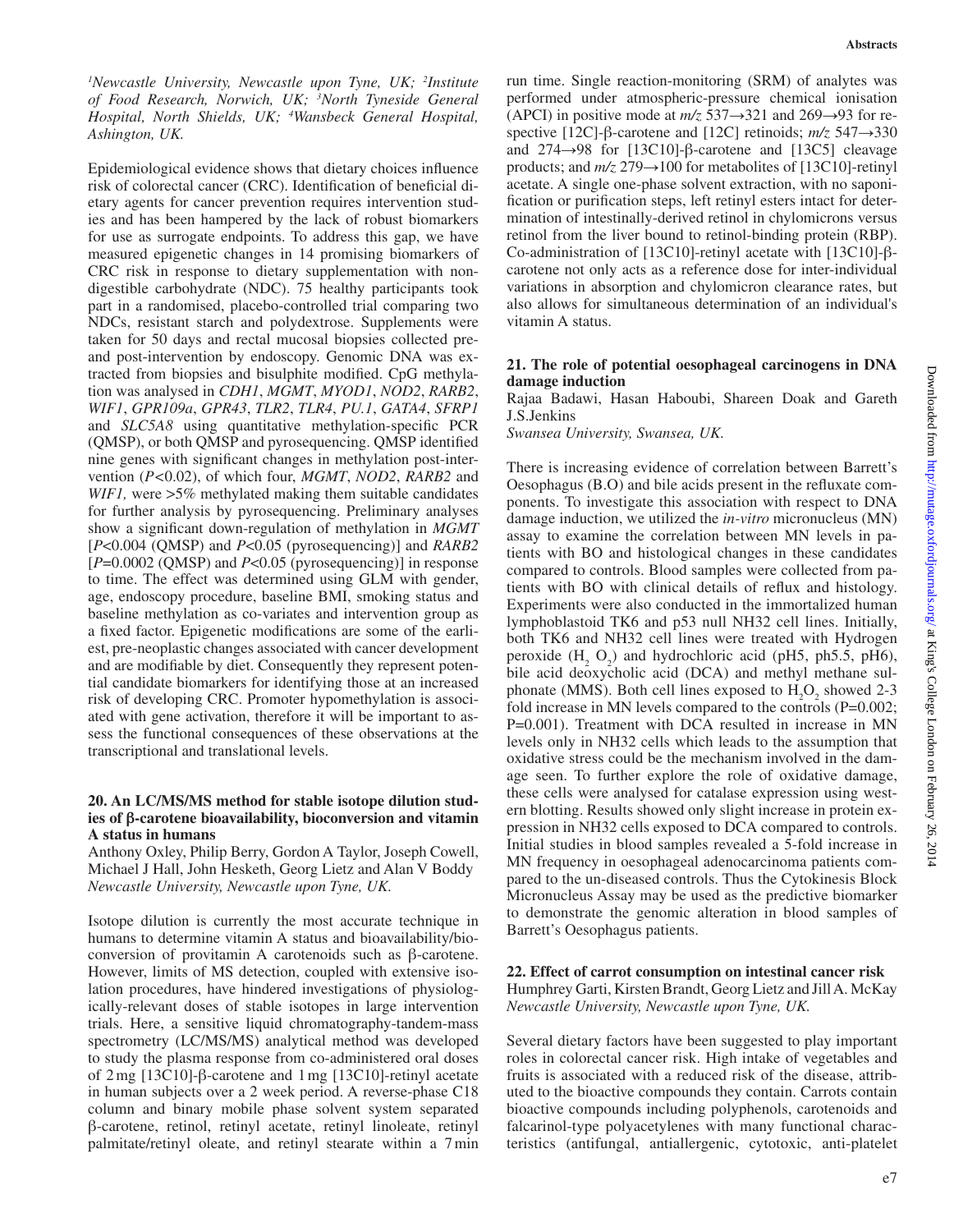[1]Newcastle University, Newcastle upon Tyne, UK; [2]Institute of Food Research, Norwich, UK; [3]North Tyneside General Hospital, North Shields, UK; [4]Wansbeck General Hospital, Ashington, UK.

Epidemiological evidence shows that dietary choices influence risk of colorectal cancer (CRC). Identification of beneficial dietary agents for cancer prevention requires intervention studies and has been hampered by the lack of robust biomarkers for use as surrogate endpoints. To address this gap, we have measured epigenetic changes in 14 promising biomarkers of CRC risk in response to dietary supplementation with non-digestible carbohydrate (NDC). 75 healthy participants took part in a randomised, placebo-controlled trial comparing two NDCs, resistant starch and polydextrose. Supplements were taken for 50 days and rectal mucosal biopsies collected pre- and post-intervention by endoscopy. Genomic DNA was extracted from biopsies and bisulphite modified. CpG methylation was analysed in *CDH1*, *MGMT*, *MYOD1*, *NOD2*, *RARB2*, *WIF1*, *GPR109a*, *GPR43*, *TLR2*, *TLR4*, *PU.1*, *GATA4*, *SFRP1* and *SLC5A8* using quantitative methylation-specific PCR (QMSP), or both QMSP and pyrosequencing. QMSP identified nine genes with significant changes in methylation post-intervention ($P<0.02$), of which four, *MGMT*, *NOD2*, *RARB2* and *WIF1,* were >5% methylated making them suitable candidates for further analysis by pyrosequencing. Preliminary analyses show a significant down-regulation of methylation in *MGMT* [$P<0.004$ (QMSP) and $P<0.05$ (pyrosequencing)] and *RARB2* [$P=0.0002$ (QMSP) and $P<0.05$ (pyrosequencing)] in response to time. The effect was determined using GLM with gender, age, endoscopy procedure, baseline BMI, smoking status and baseline methylation as co-variates and intervention group as a fixed factor. Epigenetic modifications are some of the earliest, pre-neoplastic changes associated with cancer development and are modifiable by diet. Consequently they represent potential candidate biomarkers for identifying those at an increased risk of developing CRC. Promoter hypomethylation is associated with gene activation, therefore it will be important to assess the functional consequences of these observations at the transcriptional and translational levels.

## 20. An LC/MS/MS method for stable isotope dilution studies of β-carotene bioavailability, bioconversion and vitamin A status in humans

Anthony Oxley, Philip Berry, Gordon A Taylor, Joseph Cowell, Michael J Hall, John Hesketh, Georg Lietz and Alan V Boddy
*Newcastle University, Newcastle upon Tyne, UK.*

Isotope dilution is currently the most accurate technique in humans to determine vitamin A status and bioavailability/bioconversion of provitamin A carotenoids such as β-carotene. However, limits of MS detection, coupled with extensive isolation procedures, have hindered investigations of physiologically-relevant doses of stable isotopes in large intervention trials. Here, a sensitive liquid chromatography-tandem-mass spectrometry (LC/MS/MS) analytical method was developed to study the plasma response from co-administered oral doses of 2 mg [13C10]-β-carotene and 1 mg [13C10]-retinyl acetate in human subjects over a 2 week period. A reverse-phase C18 column and binary mobile phase solvent system separated β-carotene, retinol, retinyl acetate, retinyl linoleate, retinyl palmitate/retinyl oleate, and retinyl stearate within a 7 min run time. Single reaction-monitoring (SRM) of analytes was performed under atmospheric-pressure chemical ionisation (APCI) in positive mode at $m/z$ 537→321 and 269→93 for respective [12C]-β-carotene and [12C] retinoids; $m/z$ 547→330 and 274→98 for [13C10]-β-carotene and [13C5] cleavage products; and $m/z$ 279→100 for metabolites of [13C10]-retinyl acetate. A single one-phase solvent extraction, with no saponification or purification steps, left retinyl esters intact for determination of intestinally-derived retinol in chylomicrons versus retinol from the liver bound to retinol-binding protein (RBP). Co-administration of [13C10]-retinyl acetate with [13C10]-β-carotene not only acts as a reference dose for inter-individual variations in absorption and chylomicron clearance rates, but also allows for simultaneous determination of an individual's vitamin A status.

## 21. The role of potential oesophageal carcinogens in DNA damage induction

Rajaa Badawi, Hasan Haboubi, Shareen Doak and Gareth J.S.Jenkins
*Swansea University, Swansea, UK.*

There is increasing evidence of correlation between Barrett's Oesophagus (B.O) and bile acids present in the refluxate components. To investigate this association with respect to DNA damage induction, we utilized the *in-vitro* micronucleus (MN) assay to examine the correlation between MN levels in patients with BO and histological changes in these candidates compared to controls. Blood samples were collected from patients with BO with clinical details of reflux and histology. Experiments were also conducted in the immortalized human lymphoblastoid TK6 and p53 null NH32 cell lines. Initially, both TK6 and NH32 cell lines were treated with Hydrogen peroxide ($H_2O_2$) and hydrochloric acid (pH5, ph5.5, pH6), bile acid deoxycholic acid (DCA) and methyl methane sulphonate (MMS). Both cell lines exposed to $H_2O_2$ showed 2-3 fold increase in MN levels compared to the controls ($P=0.002$; $P=0.001$). Treatment with DCA resulted in increase in MN levels only in NH32 cells which leads to the assumption that oxidative stress could be the mechanism involved in the damage seen. To further explore the role of oxidative damage, these cells were analysed for catalase expression using western blotting. Results showed only slight increase in protein expression in NH32 cells exposed to DCA compared to controls. Initial studies in blood samples revealed a 5-fold increase in MN frequency in oesophageal adenocarcinoma patients compared to the un-diseased controls. Thus the Cytokinesis Block Micronucleus Assay may be used as the predictive biomarker to demonstrate the genomic alteration in blood samples of Barrett's Oesophagus patients.

## 22. Effect of carrot consumption on intestinal cancer risk

Humphrey Garti, Kirsten Brandt, Georg Lietz and Jill A. McKay
*Newcastle University, Newcastle upon Tyne, UK.*

Several dietary factors have been suggested to play important roles in colorectal cancer risk. High intake of vegetables and fruits is associated with a reduced risk of the disease, attributed to the bioactive compounds they contain. Carrots contain bioactive compounds including polyphenols, carotenoids and falcarinol-type polyacetylenes with many functional characteristics (antifungal, antiallergenic, cytotoxic, anti-platelet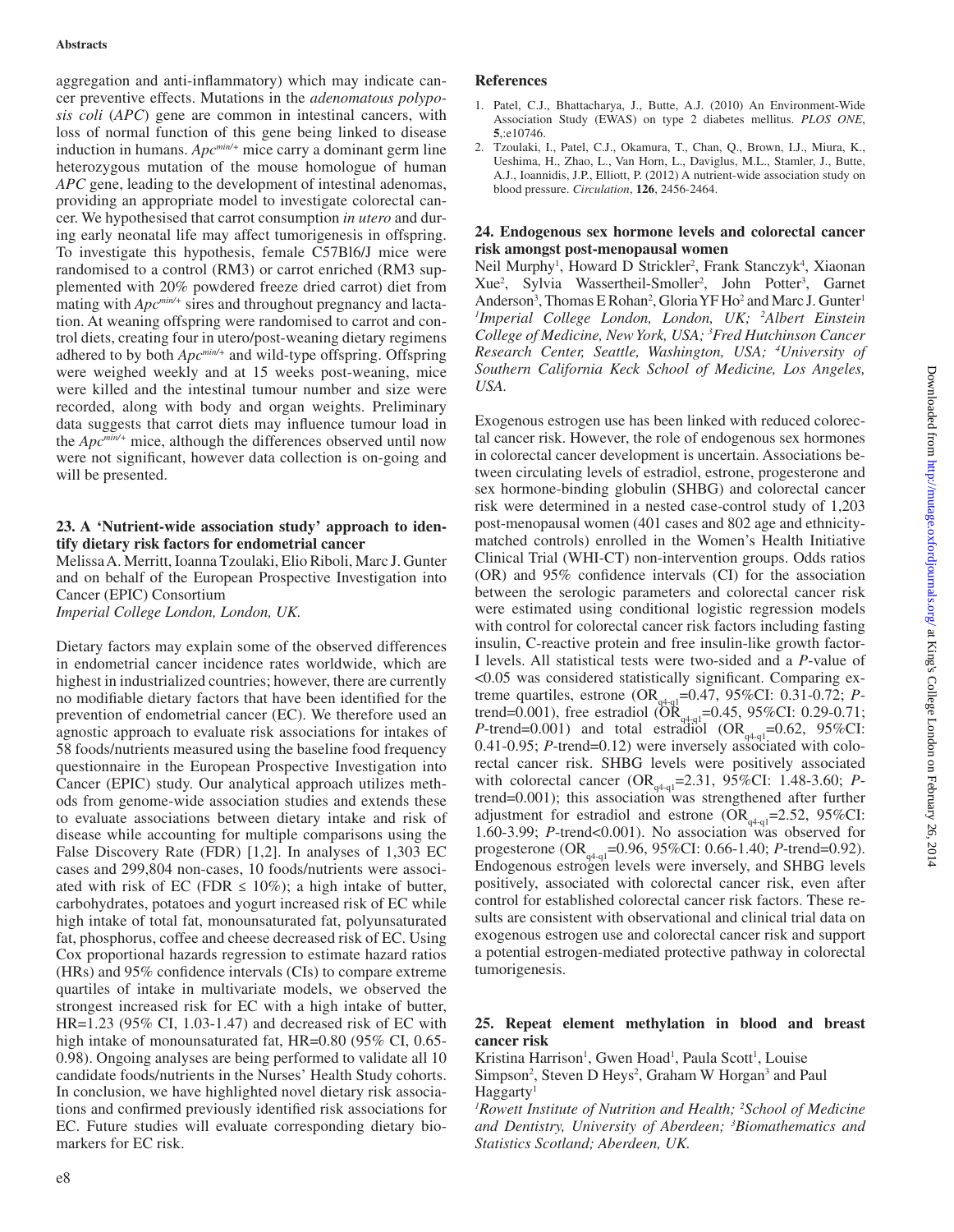aggregation and anti-inflammatory) which may indicate cancer preventive effects. Mutations in the *adenomatous polyposis coli* (*APC*) gene are common in intestinal cancers, with loss of normal function of this gene being linked to disease induction in humans. $Apc^{min/+}$ mice carry a dominant germ line heterozygous mutation of the mouse homologue of human *APC* gene, leading to the development of intestinal adenomas, providing an appropriate model to investigate colorectal cancer. We hypothesised that carrot consumption *in utero* and during early neonatal life may affect tumorigenesis in offspring. To investigate this hypothesis, female C57Bl6/J mice were randomised to a control (RM3) or carrot enriched (RM3 supplemented with 20% powdered freeze dried carrot) diet from mating with $Apc^{min/+}$ sires and throughout pregnancy and lactation. At weaning offspring were randomised to carrot and control diets, creating four in utero/post-weaning dietary regimens adhered to by both $Apc^{min/+}$ and wild-type offspring. Offspring were weighed weekly and at 15 weeks post-weaning, mice were killed and the intestinal tumour number and size were recorded, along with body and organ weights. Preliminary data suggests that carrot diets may influence tumour load in the $Apc^{min/+}$ mice, although the differences observed until now were not significant, however data collection is on-going and will be presented.

## 23. A 'Nutrient-wide association study' approach to identify dietary risk factors for endometrial cancer

Melissa A. Merritt, Ioanna Tzoulaki, Elio Riboli, Marc J. Gunter and on behalf of the European Prospective Investigation into Cancer (EPIC) Consortium

*Imperial College London, London, UK.*

Dietary factors may explain some of the observed differences in endometrial cancer incidence rates worldwide, which are highest in industrialized countries; however, there are currently no modifiable dietary factors that have been identified for the prevention of endometrial cancer (EC). We therefore used an agnostic approach to evaluate risk associations for intakes of 58 foods/nutrients measured using the baseline food frequency questionnaire in the European Prospective Investigation into Cancer (EPIC) study. Our analytical approach utilizes methods from genome-wide association studies and extends these to evaluate associations between dietary intake and risk of disease while accounting for multiple comparisons using the False Discovery Rate (FDR) [1,2]. In analyses of 1,303 EC cases and 299,804 non-cases, 10 foods/nutrients were associated with risk of EC (FDR ≤ 10%); a high intake of butter, carbohydrates, potatoes and yogurt increased risk of EC while high intake of total fat, monounsaturated fat, polyunsaturated fat, phosphorus, coffee and cheese decreased risk of EC. Using Cox proportional hazards regression to estimate hazard ratios (HRs) and 95% confidence intervals (CIs) to compare extreme quartiles of intake in multivariate models, we observed the strongest increased risk for EC with a high intake of butter, HR=1.23 (95% CI, 1.03-1.47) and decreased risk of EC with high intake of monounsaturated fat, HR=0.80 (95% CI, 0.65-0.98). Ongoing analyses are being performed to validate all 10 candidate foods/nutrients in the Nurses' Health Study cohorts. In conclusion, we have highlighted novel dietary risk associations and confirmed previously identified risk associations for EC. Future studies will evaluate corresponding dietary biomarkers for EC risk.

### References

1. Patel, C.J., Bhattacharya, J., Butte, A.J. (2010) An Environment-Wide Association Study (EWAS) on type 2 diabetes mellitus. *PLOS ONE*, **5**,:e10746.
2. Tzoulaki, I., Patel, C.J., Okamura, T., Chan, Q., Brown, I.J., Miura, K., Ueshima, H., Zhao, L., Van Horn, L., Daviglus, M.L., Stamler, J., Butte, A.J., Ioannidis, J.P., Elliott, P. (2012) A nutrient-wide association study on blood pressure. *Circulation*, **126**, 2456-2464.

## 24. Endogenous sex hormone levels and colorectal cancer risk amongst post-menopausal women

Neil Murphy[1], Howard D Strickler[2], Frank Stanczyk[4], Xiaonan Xue[2], Sylvia Wassertheil-Smoller[2], John Potter[3], Garnet Anderson[3], Thomas E Rohan[2], Gloria YF Ho[2] and Marc J. Gunter[1]

*[1]Imperial College London, London, UK; [2]Albert Einstein College of Medicine, New York, USA; [3]Fred Hutchinson Cancer Research Center, Seattle, Washington, USA; [4]University of Southern California Keck School of Medicine, Los Angeles, USA.*

Exogenous estrogen use has been linked with reduced colorectal cancer risk. However, the role of endogenous sex hormones in colorectal cancer development is uncertain. Associations between circulating levels of estradiol, estrone, progesterone and sex hormone-binding globulin (SHBG) and colorectal cancer risk were determined in a nested case-control study of 1,203 post-menopausal women (401 cases and 802 age and ethnicity-matched controls) enrolled in the Women's Health Initiative Clinical Trial (WHI-CT) non-intervention groups. Odds ratios (OR) and 95% confidence intervals (CI) for the association between the serologic parameters and colorectal cancer risk were estimated using conditional logistic regression models with control for colorectal cancer risk factors including fasting insulin, C-reactive protein and free insulin-like growth factor-I levels. All statistical tests were two-sided and a *P*-value of <0.05 was considered statistically significant. Comparing extreme quartiles, estrone ($OR_{q4-q1}$=0.47, 95%CI: 0.31-0.72; *P*-trend=0.001), free estradiol ($OR_{q4-q1}$=0.45, 95%CI: 0.29-0.71; *P*-trend=0.001) and total estradiol ($OR_{q4-q1}$=0.62, 95%CI: 0.41-0.95; *P*-trend=0.12) were inversely associated with colorectal cancer risk. SHBG levels were positively associated with colorectal cancer ($OR_{q4-q1}$=2.31, 95%CI: 1.48-3.60; *P*-trend=0.001); this association was strengthened after further adjustment for estradiol and estrone ($OR_{q4-q1}$=2.52, 95%CI: 1.60-3.99; *P*-trend<0.001). No association was observed for progesterone ($OR_{q4-q1}$=0.96, 95%CI: 0.66-1.40; *P*-trend=0.92). Endogenous estrogen levels were inversely, and SHBG levels positively, associated with colorectal cancer risk, even after control for established colorectal cancer risk factors. These results are consistent with observational and clinical trial data on exogenous estrogen use and colorectal cancer risk and support a potential estrogen-mediated protective pathway in colorectal tumorigenesis.

## 25. Repeat element methylation in blood and breast cancer risk

Kristina Harrison[1], Gwen Hoad[1], Paula Scott[1], Louise Simpson[2], Steven D Heys[2], Graham W Horgan[3] and Paul Haggarty[1]

*[1]Rowett Institute of Nutrition and Health; [2]School of Medicine and Dentistry, University of Aberdeen; [3]Biomathematics and Statistics Scotland; Aberdeen, UK.*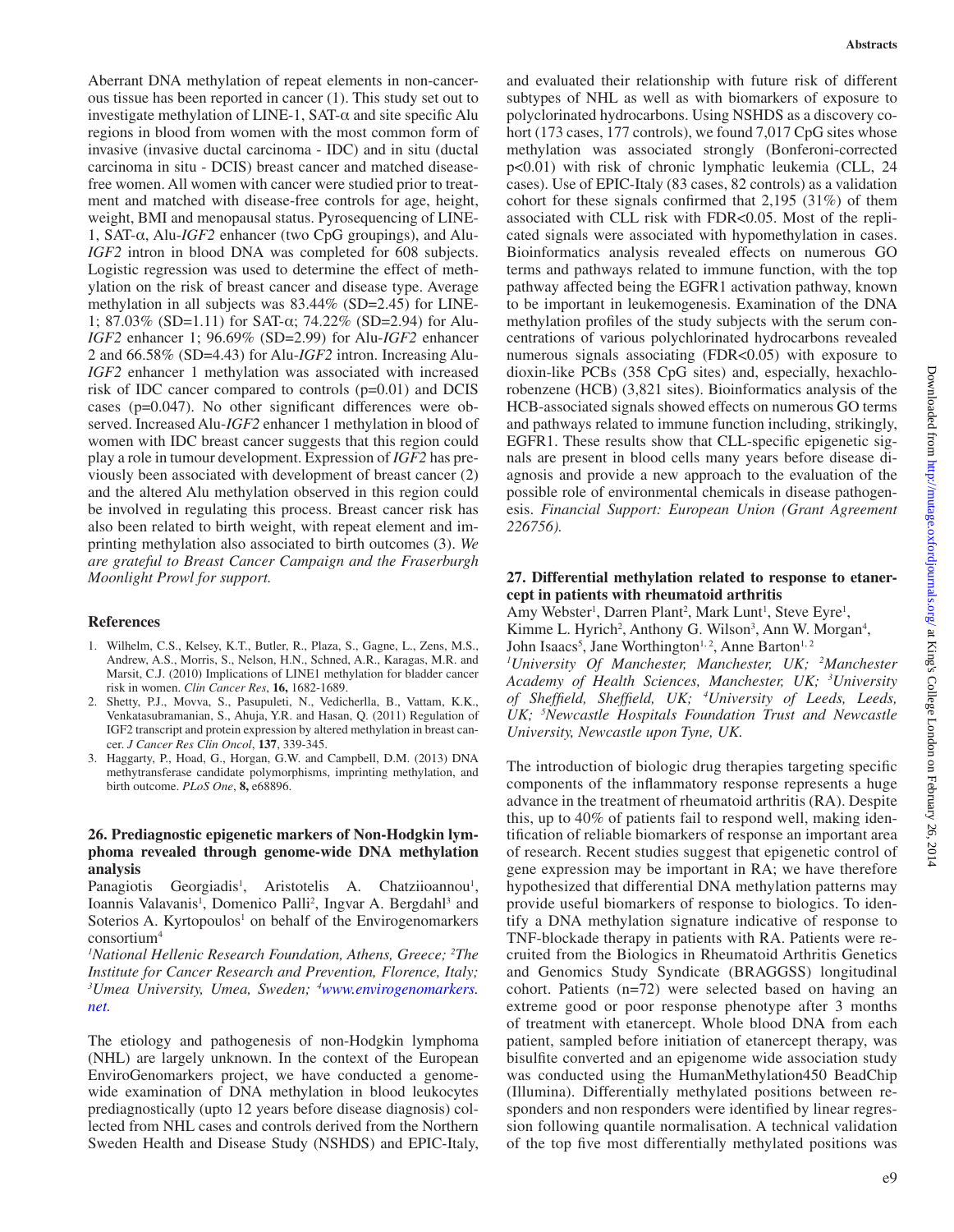Aberrant DNA methylation of repeat elements in non-cancerous tissue has been reported in cancer (1). This study set out to investigate methylation of LINE-1, SAT-α and site specific Alu regions in blood from women with the most common form of invasive (invasive ductal carcinoma - IDC) and in situ (ductal carcinoma in situ - DCIS) breast cancer and matched disease-free women. All women with cancer were studied prior to treatment and matched with disease-free controls for age, height, weight, BMI and menopausal status. Pyrosequencing of LINE-1, SAT-α, Alu-*IGF2* enhancer (two CpG groupings), and Alu-*IGF2* intron in blood DNA was completed for 608 subjects. Logistic regression was used to determine the effect of methylation on the risk of breast cancer and disease type. Average methylation in all subjects was 83.44% (SD=2.45) for LINE-1; 87.03% (SD=1.11) for SAT-α; 74.22% (SD=2.94) for Alu-*IGF2* enhancer 1; 96.69% (SD=2.99) for Alu-*IGF2* enhancer 2 and 66.58% (SD=4.43) for Alu-*IGF2* intron. Increasing Alu-*IGF2* enhancer 1 methylation was associated with increased risk of IDC cancer compared to controls (p=0.01) and DCIS cases (p=0.047). No other significant differences were observed. Increased Alu-*IGF2* enhancer 1 methylation in blood of women with IDC breast cancer suggests that this region could play a role in tumour development. Expression of *IGF2* has previously been associated with development of breast cancer (2) and the altered Alu methylation observed in this region could be involved in regulating this process. Breast cancer risk has also been related to birth weight, with repeat element and imprinting methylation also associated to birth outcomes (3). *We are grateful to Breast Cancer Campaign and the Fraserburgh Moonlight Prowl for support.*

### References

1. Wilhelm, C.S., Kelsey, K.T., Butler, R., Plaza, S., Gagne, L., Zens, M.S., Andrew, A.S., Morris, S., Nelson, H.N., Schned, A.R., Karagas, M.R. and Marsit, C.J. (2010) Implications of LINE1 methylation for bladder cancer risk in women. *Clin Cancer Res*, **16,** 1682-1689.
2. Shetty, P.J., Movva, S., Pasupuleti, N., Vedicherlla, B., Vattam, K.K., Venkatasubramanian, S., Ahuja, Y.R. and Hasan, Q. (2011) Regulation of IGF2 transcript and protein expression by altered methylation in breast cancer. *J Cancer Res Clin Oncol*, **137**, 339-345.
3. Haggarty, P., Hoad, G., Horgan, G.W. and Campbell, D.M. (2013) DNA methyltransferase candidate polymorphisms, imprinting methylation, and birth outcome. *PLoS One*, **8,** e68896.

## 26. Prediagnostic epigenetic markers of Non-Hodgkin lymphoma revealed through genome-wide DNA methylation analysis

Panagiotis Georgiadis[1], Aristotelis A. Chatziioannou[1], Ioannis Valavanis[1], Domenico Palli[2], Ingvar A. Bergdahl[3] and Soterios A. Kyrtopoulos[1] on behalf of the Envirogenomarkers consortium[4]

*[1]National Hellenic Research Foundation, Athens, Greece; [2]The Institute for Cancer Research and Prevention, Florence, Italy; [3]Umea University, Umea, Sweden; [4]www.envirogenomarkers.net.*

The etiology and pathogenesis of non-Hodgkin lymphoma (NHL) are largely unknown. In the context of the European EnviroGenomarkers project, we have conducted a genome-wide examination of DNA methylation in blood leukocytes prediagnostically (upto 12 years before disease diagnosis) collected from NHL cases and controls derived from the Northern Sweden Health and Disease Study (NSHDS) and EPIC-Italy, and evaluated their relationship with future risk of different subtypes of NHL as well as with biomarkers of exposure to polyclorinated hydrocarbons. Using NSHDS as a discovery cohort (173 cases, 177 controls), we found 7,017 CpG sites whose methylation was associated strongly (Bonferoni-corrected p<0.01) with risk of chronic lymphatic leukemia (CLL, 24 cases). Use of EPIC-Italy (83 cases, 82 controls) as a validation cohort for these signals confirmed that 2,195 (31%) of them associated with CLL risk with FDR<0.05. Most of the replicated signals were associated with hypomethylation in cases. Bioinformatics analysis revealed effects on numerous GO terms and pathways related to immune function, with the top pathway affected being the EGFR1 activation pathway, known to be important in leukemogenesis. Examination of the DNA methylation profiles of the study subjects with the serum concentrations of various polychlorinated hydrocarbons revealed numerous signals associating (FDR<0.05) with exposure to dioxin-like PCBs (358 CpG sites) and, especially, hexachlorobenzene (HCB) (3,821 sites). Bioinformatics analysis of the HCB-associated signals showed effects on numerous GO terms and pathways related to immune function including, strikingly, EGFR1. These results show that CLL-specific epigenetic signals are present in blood cells many years before disease diagnosis and provide a new approach to the evaluation of the possible role of environmental chemicals in disease pathogenesis. *Financial Support: European Union (Grant Agreement 226756).*

## 27. Differential methylation related to response to etanercept in patients with rheumatoid arthritis

Amy Webster[1], Darren Plant[2], Mark Lunt[1], Steve Eyre[1], Kimme L. Hyrich[2], Anthony G. Wilson[3], Ann W. Morgan[4], John Isaacs[5], Jane Worthington[1,2], Anne Barton[1,2]

*[1]University Of Manchester, Manchester, UK; [2]Manchester Academy of Health Sciences, Manchester, UK; [3]University of Sheffield, Sheffield, UK; [4]University of Leeds, Leeds, UK; [5]Newcastle Hospitals Foundation Trust and Newcastle University, Newcastle upon Tyne, UK.*

The introduction of biologic drug therapies targeting specific components of the inflammatory response represents a huge advance in the treatment of rheumatoid arthritis (RA). Despite this, up to 40% of patients fail to respond well, making identification of reliable biomarkers of response an important area of research. Recent studies suggest that epigenetic control of gene expression may be important in RA; we have therefore hypothesized that differential DNA methylation patterns may provide useful biomarkers of response to biologics. To identify a DNA methylation signature indicative of response to TNF-blockade therapy in patients with RA. Patients were recruited from the Biologics in Rheumatoid Arthritis Genetics and Genomics Study Syndicate (BRAGGSS) longitudinal cohort. Patients (n=72) were selected based on having an extreme good or poor response phenotype after 3 months of treatment with etanercept. Whole blood DNA from each patient, sampled before initiation of etanercept therapy, was bisulfite converted and an epigenome wide association study was conducted using the HumanMethylation450 BeadChip (Illumina). Differentially methylated positions between responders and non responders were identified by linear regression following quantile normalisation. A technical validation of the top five most differentially methylated positions was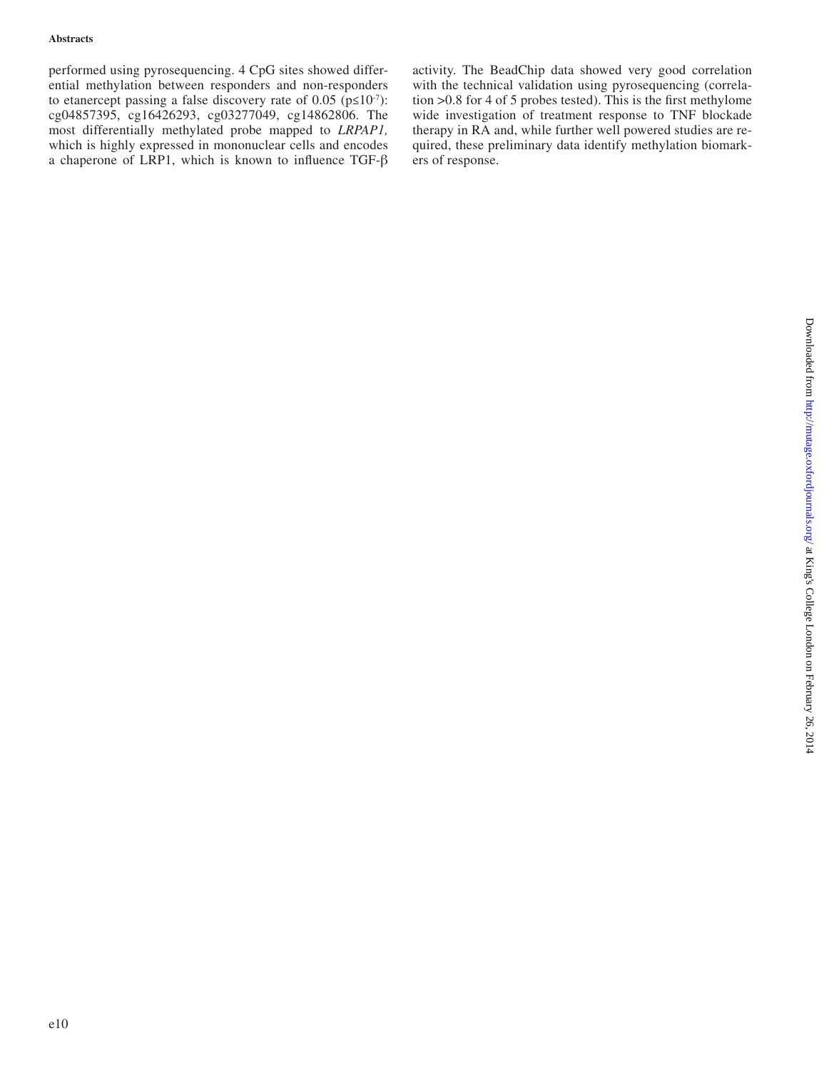performed using pyrosequencing. 4 CpG sites showed differential methylation between responders and non-responders to etanercept passing a false discovery rate of 0.05 ($p \leq 10^{-7}$): cg04857395, cg16426293, cg03277049, cg14862806. The most differentially methylated probe mapped to *LRPAP1,* which is highly expressed in mononuclear cells and encodes a chaperone of LRP1, which is known to influence TGF-β activity. The BeadChip data showed very good correlation with the technical validation using pyrosequencing (correlation >0.8 for 4 of 5 probes tested). This is the first methylome wide investigation of treatment response to TNF blockade therapy in RA and, while further well powered studies are required, these preliminary data identify methylation biomarkers of response.